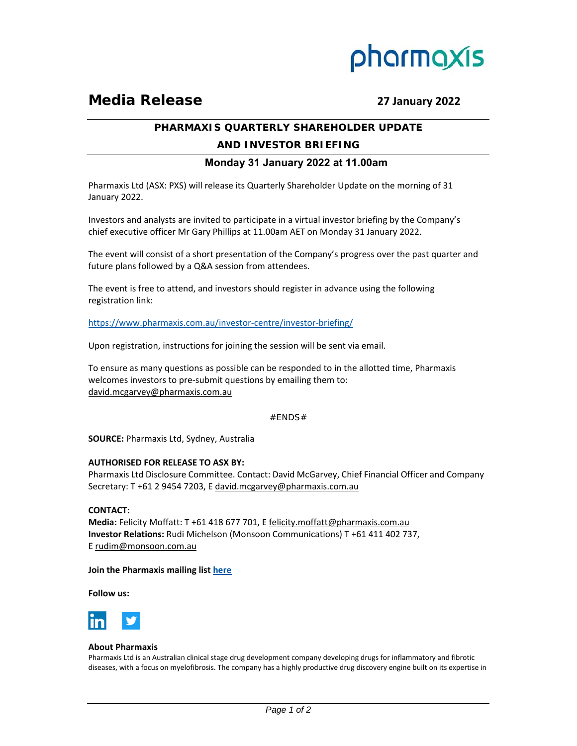# Media Release

**27 January 2022**

## PHARMAXIS QUARTERLY SHAREHOLDER UPDATE AND INVESTOR BRIEFING

### Monday 31 January 2022 at 11.00am

Pharmaxis Ltd (ASX: PXS) will release its Quarterly Shareholder Update on the morning of 31 January 2022.

Investors and analysts are invited to participate in a virtual investor briefing by the Company's chief executive officer Mr Gary Phillips at 11.00am AET on Monday 31 January 2022.

The event will consist of a short presentation of the Company's progress over the past quarter and future plans followed by a Q&A session from attendees.

The event is free to attend, and investors should register in advance using the following registration link:

https://www.pharmaxis.com.au/investor-centre/investor-briefing/

Upon registration, instructions for joining the session will be sent via email.

To ensure as many questions as possible can be responded to in the allotted time, Pharmaxis welcomes investors to pre-submit questions by emailing them to: david.mcgarvey@pharmaxis.com.au

#ENDS#

**SOURCE:** Pharmaxis Ltd, Sydney, Australia

**AUTHORISED FOR RELEASE TO ASX BY:**
Pharmaxis Ltd Disclosure Committee. Contact: David McGarvey, Chief Financial Officer and Company Secretary: T +61 2 9454 7203, E david.mcgarvey@pharmaxis.com.au

**CONTACT:**
**Media:** Felicity Moffatt: T +61 418 677 701, E felicity.moffatt@pharmaxis.com.au
**Investor Relations:** Rudi Michelson (Monsoon Communications) T +61 411 402 737, E rudim@monsoon.com.au

**Join the Pharmaxis mailing list here**

**Follow us:**

**About Pharmaxis**
Pharmaxis Ltd is an Australian clinical stage drug development company developing drugs for inflammatory and fibrotic diseases, with a focus on myelofibrosis. The company has a highly productive drug discovery engine built on its expertise in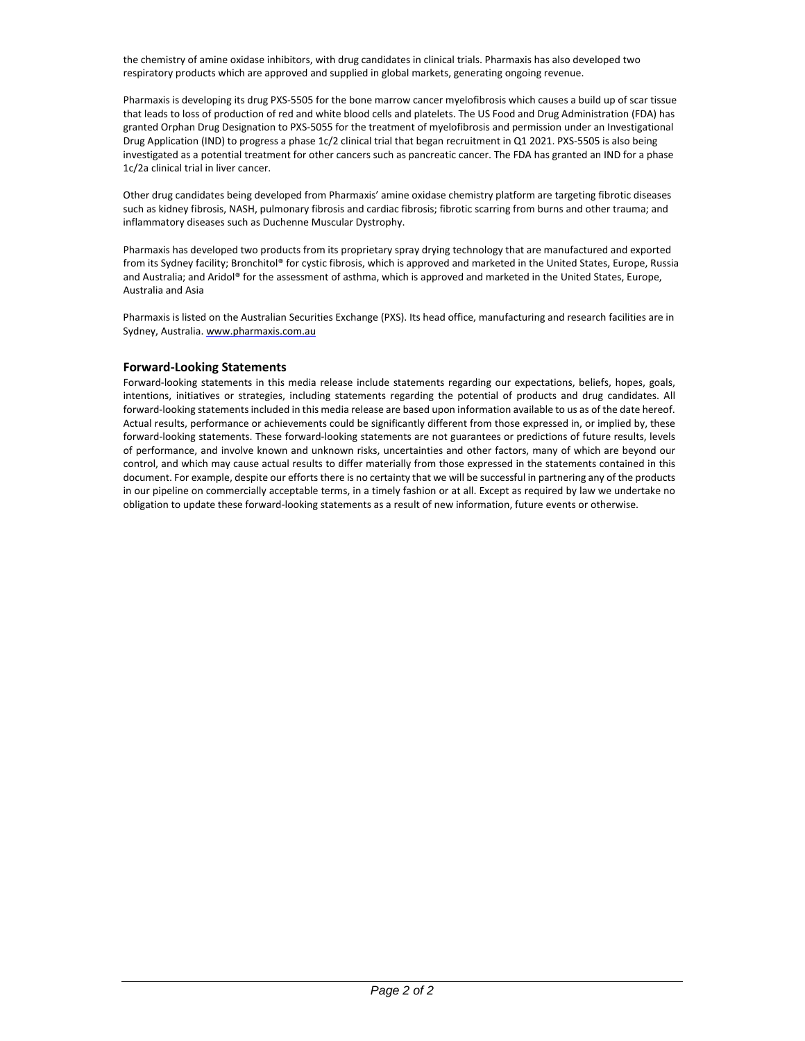the chemistry of amine oxidase inhibitors, with drug candidates in clinical trials. Pharmaxis has also developed two respiratory products which are approved and supplied in global markets, generating ongoing revenue.

Pharmaxis is developing its drug PXS-5505 for the bone marrow cancer myelofibrosis which causes a build up of scar tissue that leads to loss of production of red and white blood cells and platelets. The US Food and Drug Administration (FDA) has granted Orphan Drug Designation to PXS-5055 for the treatment of myelofibrosis and permission under an Investigational Drug Application (IND) to progress a phase 1c/2 clinical trial that began recruitment in Q1 2021. PXS-5505 is also being investigated as a potential treatment for other cancers such as pancreatic cancer. The FDA has granted an IND for a phase 1c/2a clinical trial in liver cancer.

Other drug candidates being developed from Pharmaxis' amine oxidase chemistry platform are targeting fibrotic diseases such as kidney fibrosis, NASH, pulmonary fibrosis and cardiac fibrosis; fibrotic scarring from burns and other trauma; and inflammatory diseases such as Duchenne Muscular Dystrophy.

Pharmaxis has developed two products from its proprietary spray drying technology that are manufactured and exported from its Sydney facility; Bronchitol® for cystic fibrosis, which is approved and marketed in the United States, Europe, Russia and Australia; and Aridol® for the assessment of asthma, which is approved and marketed in the United States, Europe, Australia and Asia

Pharmaxis is listed on the Australian Securities Exchange (PXS). Its head office, manufacturing and research facilities are in Sydney, Australia. www.pharmaxis.com.au

### Forward-Looking Statements

Forward-looking statements in this media release include statements regarding our expectations, beliefs, hopes, goals, intentions, initiatives or strategies, including statements regarding the potential of products and drug candidates. All forward-looking statements included in this media release are based upon information available to us as of the date hereof. Actual results, performance or achievements could be significantly different from those expressed in, or implied by, these forward-looking statements. These forward-looking statements are not guarantees or predictions of future results, levels of performance, and involve known and unknown risks, uncertainties and other factors, many of which are beyond our control, and which may cause actual results to differ materially from those expressed in the statements contained in this document. For example, despite our efforts there is no certainty that we will be successful in partnering any of the products in our pipeline on commercially acceptable terms, in a timely fashion or at all. Except as required by law we undertake no obligation to update these forward-looking statements as a result of new information, future events or otherwise.